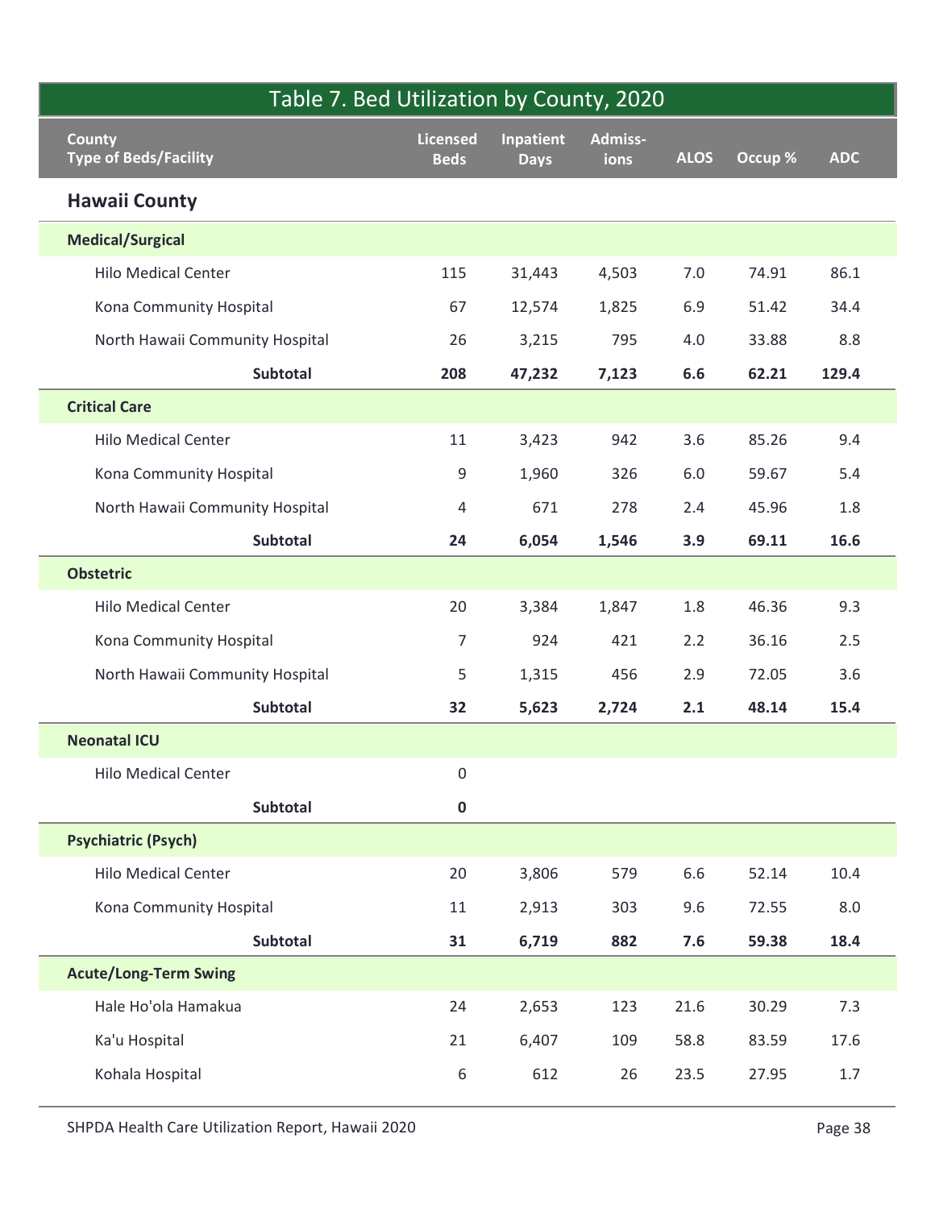## Table 7. Bed Utilization by County, 2020

| County<br>Type of Beds/Facility | Licensed Beds | Inpatient Days | Admiss-ions | ALOS | Occup % | ADC |
|---|---|---|---|---|---|---|
| **Hawaii County** | | | | | | |
| **Medical/Surgical** | | | | | | |
| Hilo Medical Center | 115 | 31,443 | 4,503 | 7.0 | 74.91 | 86.1 |
| Kona Community Hospital | 67 | 12,574 | 1,825 | 6.9 | 51.42 | 34.4 |
| North Hawaii Community Hospital | 26 | 3,215 | 795 | 4.0 | 33.88 | 8.8 |
| **Subtotal** | **208** | **47,232** | **7,123** | **6.6** | **62.21** | **129.4** |
| **Critical Care** | | | | | | |
| Hilo Medical Center | 11 | 3,423 | 942 | 3.6 | 85.26 | 9.4 |
| Kona Community Hospital | 9 | 1,960 | 326 | 6.0 | 59.67 | 5.4 |
| North Hawaii Community Hospital | 4 | 671 | 278 | 2.4 | 45.96 | 1.8 |
| **Subtotal** | **24** | **6,054** | **1,546** | **3.9** | **69.11** | **16.6** |
| **Obstetric** | | | | | | |
| Hilo Medical Center | 20 | 3,384 | 1,847 | 1.8 | 46.36 | 9.3 |
| Kona Community Hospital | 7 | 924 | 421 | 2.2 | 36.16 | 2.5 |
| North Hawaii Community Hospital | 5 | 1,315 | 456 | 2.9 | 72.05 | 3.6 |
| **Subtotal** | **32** | **5,623** | **2,724** | **2.1** | **48.14** | **15.4** |
| **Neonatal ICU** | | | | | | |
| Hilo Medical Center | 0 | | | | | |
| **Subtotal** | **0** | | | | | |
| **Psychiatric (Psych)** | | | | | | |
| Hilo Medical Center | 20 | 3,806 | 579 | 6.6 | 52.14 | 10.4 |
| Kona Community Hospital | 11 | 2,913 | 303 | 9.6 | 72.55 | 8.0 |
| **Subtotal** | **31** | **6,719** | **882** | **7.6** | **59.38** | **18.4** |
| **Acute/Long-Term Swing** | | | | | | |
| Hale Ho'ola Hamakua | 24 | 2,653 | 123 | 21.6 | 30.29 | 7.3 |
| Ka'u Hospital | 21 | 6,407 | 109 | 58.8 | 83.59 | 17.6 |
| Kohala Hospital | 6 | 612 | 26 | 23.5 | 27.95 | 1.7 |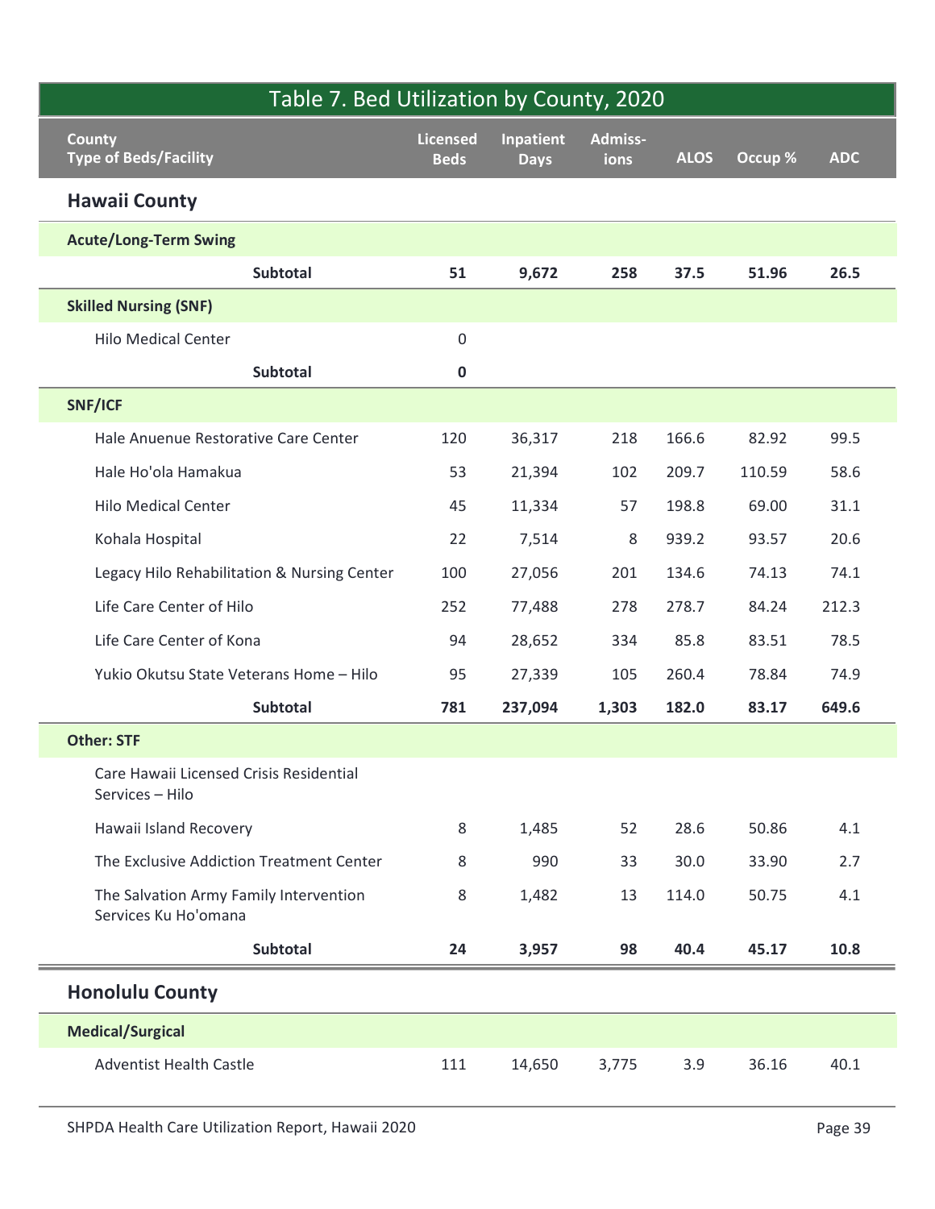| Table 7. Bed Utilization by County, 2020 | | | | | | |
|---|---|---|---|---|---|---|
| **County**<br>**Type of Beds/Facility** | **Licensed Beds** | **Inpatient Days** | **Admiss-ions** | **ALOS** | **Occup %** | **ADC** |
| **Hawaii County** | | | | | | |
| **Acute/Long-Term Swing** | | | | | | |
| **Subtotal** | **51** | **9,672** | **258** | **37.5** | **51.96** | **26.5** |
| **Skilled Nursing (SNF)** | | | | | | |
| Hilo Medical Center | 0 | | | | | |
| **Subtotal** | **0** | | | | | |
| **SNF/ICF** | | | | | | |
| Hale Anuenue Restorative Care Center | 120 | 36,317 | 218 | 166.6 | 82.92 | 99.5 |
| Hale Ho'ola Hamakua | 53 | 21,394 | 102 | 209.7 | 110.59 | 58.6 |
| Hilo Medical Center | 45 | 11,334 | 57 | 198.8 | 69.00 | 31.1 |
| Kohala Hospital | 22 | 7,514 | 8 | 939.2 | 93.57 | 20.6 |
| Legacy Hilo Rehabilitation & Nursing Center | 100 | 27,056 | 201 | 134.6 | 74.13 | 74.1 |
| Life Care Center of Hilo | 252 | 77,488 | 278 | 278.7 | 84.24 | 212.3 |
| Life Care Center of Kona | 94 | 28,652 | 334 | 85.8 | 83.51 | 78.5 |
| Yukio Okutsu State Veterans Home – Hilo | 95 | 27,339 | 105 | 260.4 | 78.84 | 74.9 |
| **Subtotal** | **781** | **237,094** | **1,303** | **182.0** | **83.17** | **649.6** |
| **Other: STF** | | | | | | |
| Care Hawaii Licensed Crisis Residential Services – Hilo | | | | | | |
| Hawaii Island Recovery | 8 | 1,485 | 52 | 28.6 | 50.86 | 4.1 |
| The Exclusive Addiction Treatment Center | 8 | 990 | 33 | 30.0 | 33.90 | 2.7 |
| The Salvation Army Family Intervention Services Ku Ho'omana | 8 | 1,482 | 13 | 114.0 | 50.75 | 4.1 |
| **Subtotal** | **24** | **3,957** | **98** | **40.4** | **45.17** | **10.8** |
| **Honolulu County** | | | | | | |
| **Medical/Surgical** | | | | | | |
| Adventist Health Castle | 111 | 14,650 | 3,775 | 3.9 | 36.16 | 40.1 |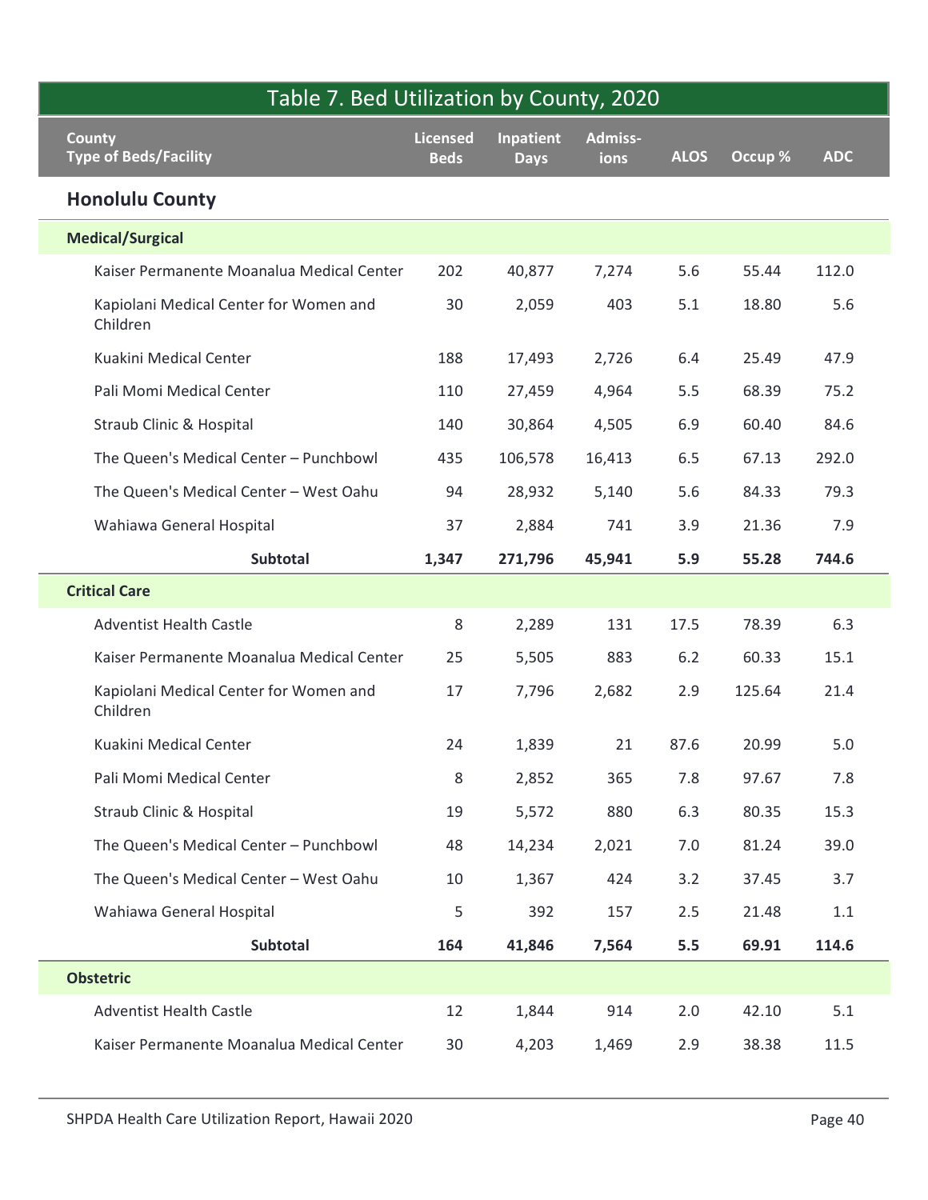## Table 7. Bed Utilization by County, 2020

| County<br>Type of Beds/Facility | Licensed Beds | Inpatient Days | Admiss-ions | ALOS | Occup % | ADC |
|---|---|---|---|---|---|---|
| **Honolulu County** | | | | | | |
| **Medical/Surgical** | | | | | | |
| Kaiser Permanente Moanalua Medical Center | 202 | 40,877 | 7,274 | 5.6 | 55.44 | 112.0 |
| Kapiolani Medical Center for Women and Children | 30 | 2,059 | 403 | 5.1 | 18.80 | 5.6 |
| Kuakini Medical Center | 188 | 17,493 | 2,726 | 6.4 | 25.49 | 47.9 |
| Pali Momi Medical Center | 110 | 27,459 | 4,964 | 5.5 | 68.39 | 75.2 |
| Straub Clinic & Hospital | 140 | 30,864 | 4,505 | 6.9 | 60.40 | 84.6 |
| The Queen's Medical Center – Punchbowl | 435 | 106,578 | 16,413 | 6.5 | 67.13 | 292.0 |
| The Queen's Medical Center – West Oahu | 94 | 28,932 | 5,140 | 5.6 | 84.33 | 79.3 |
| Wahiawa General Hospital | 37 | 2,884 | 741 | 3.9 | 21.36 | 7.9 |
| **Subtotal** | **1,347** | **271,796** | **45,941** | **5.9** | **55.28** | **744.6** |
| **Critical Care** | | | | | | |
| Adventist Health Castle | 8 | 2,289 | 131 | 17.5 | 78.39 | 6.3 |
| Kaiser Permanente Moanalua Medical Center | 25 | 5,505 | 883 | 6.2 | 60.33 | 15.1 |
| Kapiolani Medical Center for Women and Children | 17 | 7,796 | 2,682 | 2.9 | 125.64 | 21.4 |
| Kuakini Medical Center | 24 | 1,839 | 21 | 87.6 | 20.99 | 5.0 |
| Pali Momi Medical Center | 8 | 2,852 | 365 | 7.8 | 97.67 | 7.8 |
| Straub Clinic & Hospital | 19 | 5,572 | 880 | 6.3 | 80.35 | 15.3 |
| The Queen's Medical Center – Punchbowl | 48 | 14,234 | 2,021 | 7.0 | 81.24 | 39.0 |
| The Queen's Medical Center – West Oahu | 10 | 1,367 | 424 | 3.2 | 37.45 | 3.7 |
| Wahiawa General Hospital | 5 | 392 | 157 | 2.5 | 21.48 | 1.1 |
| **Subtotal** | **164** | **41,846** | **7,564** | **5.5** | **69.91** | **114.6** |
| **Obstetric** | | | | | | |
| Adventist Health Castle | 12 | 1,844 | 914 | 2.0 | 42.10 | 5.1 |
| Kaiser Permanente Moanalua Medical Center | 30 | 4,203 | 1,469 | 2.9 | 38.38 | 11.5 |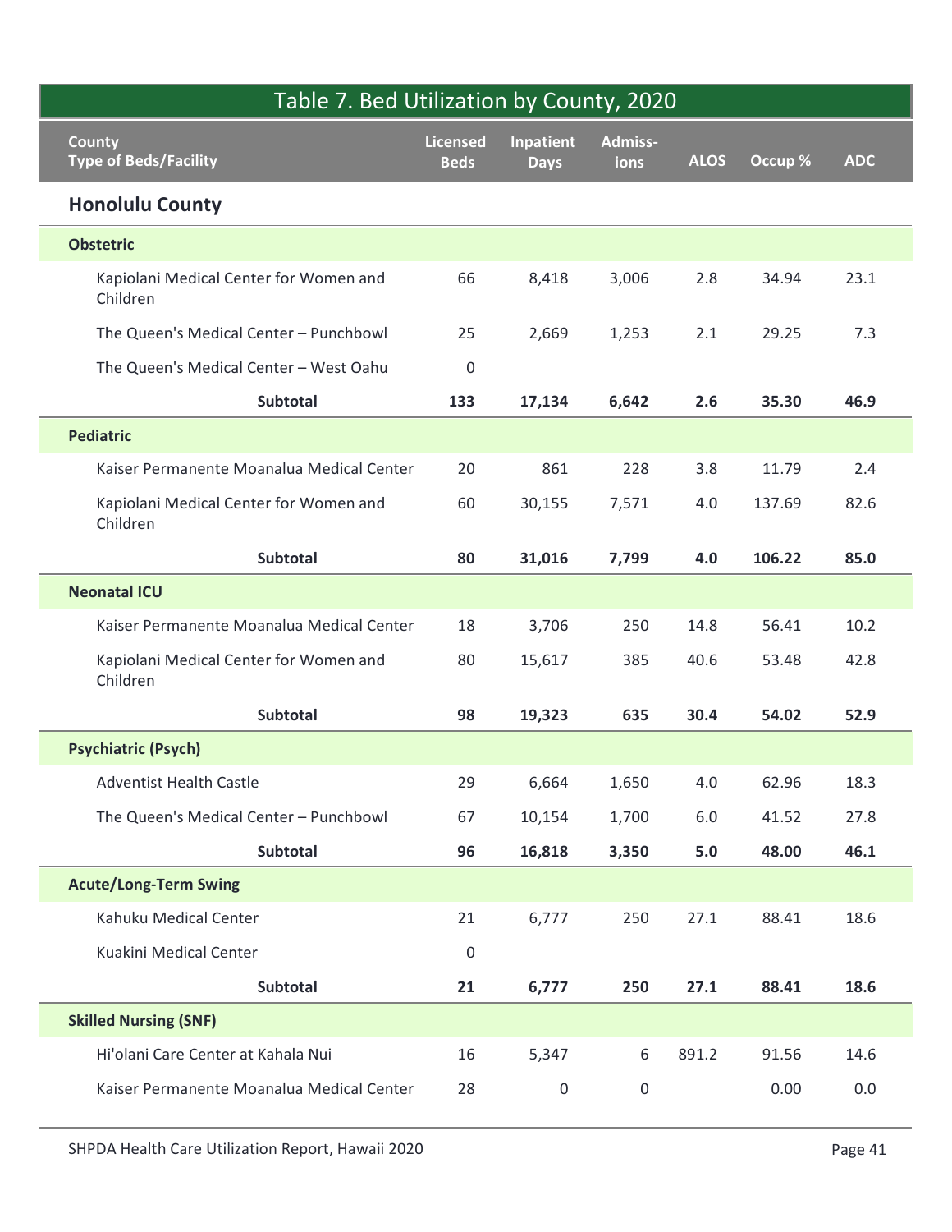## Table 7. Bed Utilization by County, 2020

| County<br>Type of Beds/Facility | Licensed Beds | Inpatient Days | Admiss-ions | ALOS | Occup % | ADC |
|---|---|---|---|---|---|---|
| **Honolulu County** | | | | | | |
| **Obstetric** | | | | | | |
| Kapiolani Medical Center for Women and Children | 66 | 8,418 | 3,006 | 2.8 | 34.94 | 23.1 |
| The Queen's Medical Center – Punchbowl | 25 | 2,669 | 1,253 | 2.1 | 29.25 | 7.3 |
| The Queen's Medical Center – West Oahu | 0 | | | | | |
| **Subtotal** | **133** | **17,134** | **6,642** | **2.6** | **35.30** | **46.9** |
| **Pediatric** | | | | | | |
| Kaiser Permanente Moanalua Medical Center | 20 | 861 | 228 | 3.8 | 11.79 | 2.4 |
| Kapiolani Medical Center for Women and Children | 60 | 30,155 | 7,571 | 4.0 | 137.69 | 82.6 |
| **Subtotal** | **80** | **31,016** | **7,799** | **4.0** | **106.22** | **85.0** |
| **Neonatal ICU** | | | | | | |
| Kaiser Permanente Moanalua Medical Center | 18 | 3,706 | 250 | 14.8 | 56.41 | 10.2 |
| Kapiolani Medical Center for Women and Children | 80 | 15,617 | 385 | 40.6 | 53.48 | 42.8 |
| **Subtotal** | **98** | **19,323** | **635** | **30.4** | **54.02** | **52.9** |
| **Psychiatric (Psych)** | | | | | | |
| Adventist Health Castle | 29 | 6,664 | 1,650 | 4.0 | 62.96 | 18.3 |
| The Queen's Medical Center – Punchbowl | 67 | 10,154 | 1,700 | 6.0 | 41.52 | 27.8 |
| **Subtotal** | **96** | **16,818** | **3,350** | **5.0** | **48.00** | **46.1** |
| **Acute/Long-Term Swing** | | | | | | |
| Kahuku Medical Center | 21 | 6,777 | 250 | 27.1 | 88.41 | 18.6 |
| Kuakini Medical Center | 0 | | | | | |
| **Subtotal** | **21** | **6,777** | **250** | **27.1** | **88.41** | **18.6** |
| **Skilled Nursing (SNF)** | | | | | | |
| Hi'olani Care Center at Kahala Nui | 16 | 5,347 | 6 | 891.2 | 91.56 | 14.6 |
| Kaiser Permanente Moanalua Medical Center | 28 | 0 | 0 | | 0.00 | 0.0 |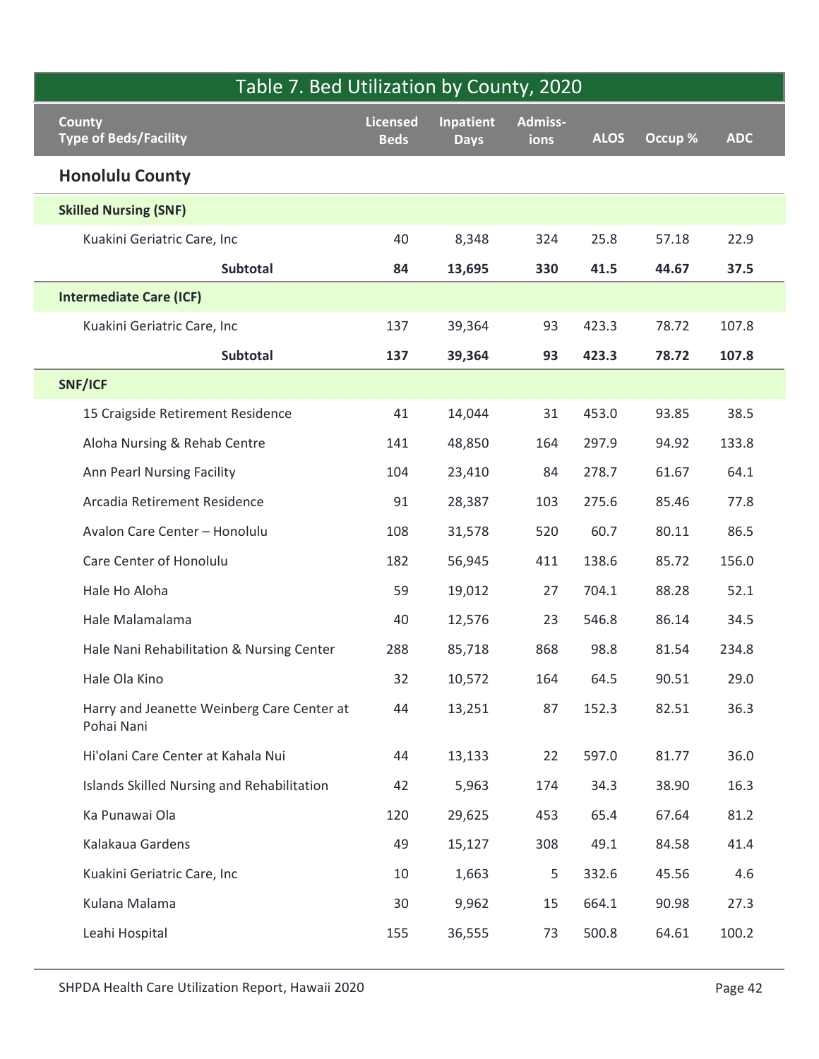## Table 7. Bed Utilization by County, 2020

| County<br>Type of Beds/Facility | Licensed Beds | Inpatient Days | Admiss-ions | ALOS | Occup % | ADC |
|---|---|---|---|---|---|---|
| **Honolulu County** | | | | | | |
| **Skilled Nursing (SNF)** | | | | | | |
| Kuakini Geriatric Care, Inc | 40 | 8,348 | 324 | 25.8 | 57.18 | 22.9 |
| **Subtotal** | **84** | **13,695** | **330** | **41.5** | **44.67** | **37.5** |
| **Intermediate Care (ICF)** | | | | | | |
| Kuakini Geriatric Care, Inc | 137 | 39,364 | 93 | 423.3 | 78.72 | 107.8 |
| **Subtotal** | **137** | **39,364** | **93** | **423.3** | **78.72** | **107.8** |
| **SNF/ICF** | | | | | | |
| 15 Craigside Retirement Residence | 41 | 14,044 | 31 | 453.0 | 93.85 | 38.5 |
| Aloha Nursing & Rehab Centre | 141 | 48,850 | 164 | 297.9 | 94.92 | 133.8 |
| Ann Pearl Nursing Facility | 104 | 23,410 | 84 | 278.7 | 61.67 | 64.1 |
| Arcadia Retirement Residence | 91 | 28,387 | 103 | 275.6 | 85.46 | 77.8 |
| Avalon Care Center – Honolulu | 108 | 31,578 | 520 | 60.7 | 80.11 | 86.5 |
| Care Center of Honolulu | 182 | 56,945 | 411 | 138.6 | 85.72 | 156.0 |
| Hale Ho Aloha | 59 | 19,012 | 27 | 704.1 | 88.28 | 52.1 |
| Hale Malamalama | 40 | 12,576 | 23 | 546.8 | 86.14 | 34.5 |
| Hale Nani Rehabilitation & Nursing Center | 288 | 85,718 | 868 | 98.8 | 81.54 | 234.8 |
| Hale Ola Kino | 32 | 10,572 | 164 | 64.5 | 90.51 | 29.0 |
| Harry and Jeanette Weinberg Care Center at Pohai Nani | 44 | 13,251 | 87 | 152.3 | 82.51 | 36.3 |
| Hi'olani Care Center at Kahala Nui | 44 | 13,133 | 22 | 597.0 | 81.77 | 36.0 |
| Islands Skilled Nursing and Rehabilitation | 42 | 5,963 | 174 | 34.3 | 38.90 | 16.3 |
| Ka Punawai Ola | 120 | 29,625 | 453 | 65.4 | 67.64 | 81.2 |
| Kalakaua Gardens | 49 | 15,127 | 308 | 49.1 | 84.58 | 41.4 |
| Kuakini Geriatric Care, Inc | 10 | 1,663 | 5 | 332.6 | 45.56 | 4.6 |
| Kulana Malama | 30 | 9,962 | 15 | 664.1 | 90.98 | 27.3 |
| Leahi Hospital | 155 | 36,555 | 73 | 500.8 | 64.61 | 100.2 |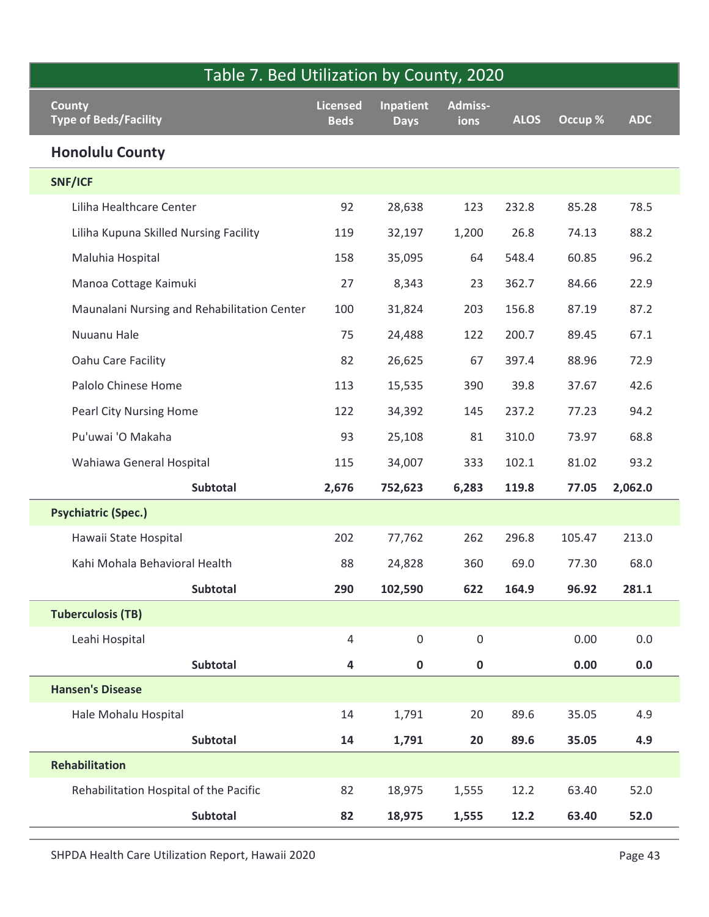## Table 7. Bed Utilization by County, 2020

| County<br>Type of Beds/Facility | Licensed Beds | Inpatient Days | Admiss-ions | ALOS | Occup % | ADC |
|---|---|---|---|---|---|---|
| **Honolulu County** | | | | | | |
| **SNF/ICF** | | | | | | |
| Liliha Healthcare Center | 92 | 28,638 | 123 | 232.8 | 85.28 | 78.5 |
| Liliha Kupuna Skilled Nursing Facility | 119 | 32,197 | 1,200 | 26.8 | 74.13 | 88.2 |
| Maluhia Hospital | 158 | 35,095 | 64 | 548.4 | 60.85 | 96.2 |
| Manoa Cottage Kaimuki | 27 | 8,343 | 23 | 362.7 | 84.66 | 22.9 |
| Maunalani Nursing and Rehabilitation Center | 100 | 31,824 | 203 | 156.8 | 87.19 | 87.2 |
| Nuuanu Hale | 75 | 24,488 | 122 | 200.7 | 89.45 | 67.1 |
| Oahu Care Facility | 82 | 26,625 | 67 | 397.4 | 88.96 | 72.9 |
| Palolo Chinese Home | 113 | 15,535 | 390 | 39.8 | 37.67 | 42.6 |
| Pearl City Nursing Home | 122 | 34,392 | 145 | 237.2 | 77.23 | 94.2 |
| Pu'uwai 'O Makaha | 93 | 25,108 | 81 | 310.0 | 73.97 | 68.8 |
| Wahiawa General Hospital | 115 | 34,007 | 333 | 102.1 | 81.02 | 93.2 |
| **Subtotal** | **2,676** | **752,623** | **6,283** | **119.8** | **77.05** | **2,062.0** |
| **Psychiatric (Spec.)** | | | | | | |
| Hawaii State Hospital | 202 | 77,762 | 262 | 296.8 | 105.47 | 213.0 |
| Kahi Mohala Behavioral Health | 88 | 24,828 | 360 | 69.0 | 77.30 | 68.0 |
| **Subtotal** | **290** | **102,590** | **622** | **164.9** | **96.92** | **281.1** |
| **Tuberculosis (TB)** | | | | | | |
| Leahi Hospital | 4 | 0 | 0 | | 0.00 | 0.0 |
| **Subtotal** | **4** | **0** | **0** | | **0.00** | **0.0** |
| **Hansen's Disease** | | | | | | |
| Hale Mohalu Hospital | 14 | 1,791 | 20 | 89.6 | 35.05 | 4.9 |
| **Subtotal** | **14** | **1,791** | **20** | **89.6** | **35.05** | **4.9** |
| **Rehabilitation** | | | | | | |
| Rehabilitation Hospital of the Pacific | 82 | 18,975 | 1,555 | 12.2 | 63.40 | 52.0 |
| **Subtotal** | **82** | **18,975** | **1,555** | **12.2** | **63.40** | **52.0** |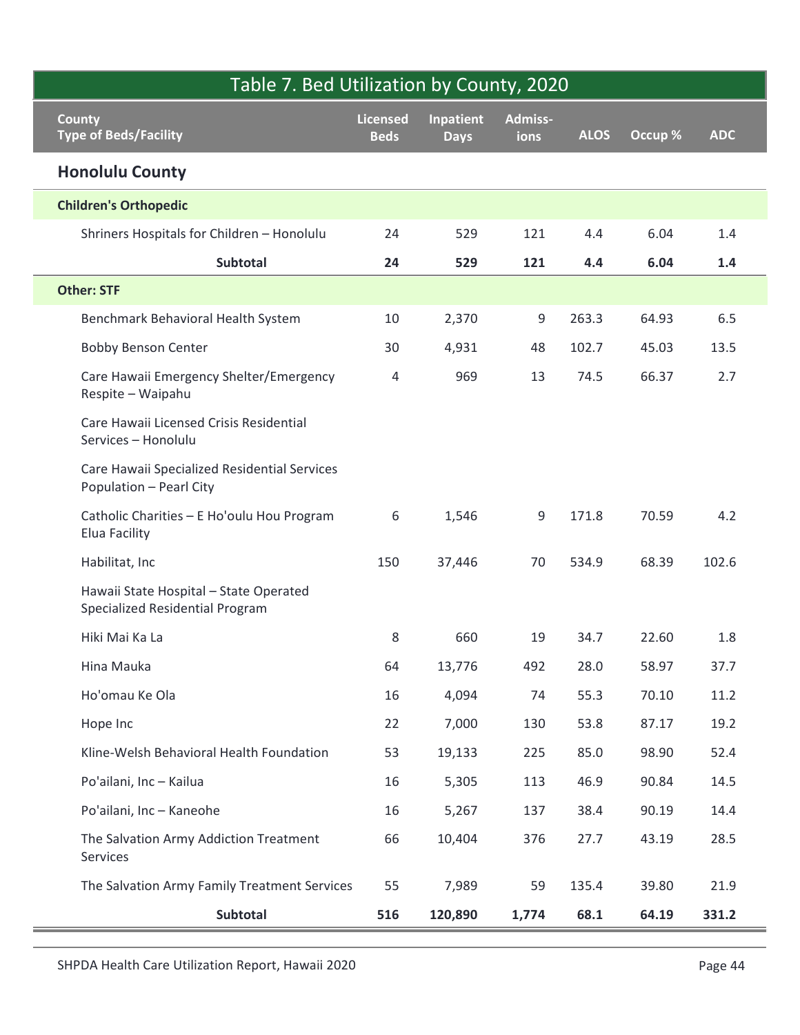## Table 7. Bed Utilization by County, 2020

| County<br>Type of Beds/Facility | Licensed Beds | Inpatient Days | Admiss-ions | ALOS | Occup % | ADC |
|---|---|---|---|---|---|---|
| **Honolulu County** | | | | | | |
| **Children's Orthopedic** | | | | | | |
| Shriners Hospitals for Children – Honolulu | 24 | 529 | 121 | 4.4 | 6.04 | 1.4 |
| **Subtotal** | **24** | **529** | **121** | **4.4** | **6.04** | **1.4** |
| **Other: STF** | | | | | | |
| Benchmark Behavioral Health System | 10 | 2,370 | 9 | 263.3 | 64.93 | 6.5 |
| Bobby Benson Center | 30 | 4,931 | 48 | 102.7 | 45.03 | 13.5 |
| Care Hawaii Emergency Shelter/Emergency Respite – Waipahu | 4 | 969 | 13 | 74.5 | 66.37 | 2.7 |
| Care Hawaii Licensed Crisis Residential Services – Honolulu | | | | | | |
| Care Hawaii Specialized Residential Services Population – Pearl City | | | | | | |
| Catholic Charities – E Ho'oulu Hou Program Elua Facility | 6 | 1,546 | 9 | 171.8 | 70.59 | 4.2 |
| Habilitat, Inc | 150 | 37,446 | 70 | 534.9 | 68.39 | 102.6 |
| Hawaii State Hospital – State Operated Specialized Residential Program | | | | | | |
| Hiki Mai Ka La | 8 | 660 | 19 | 34.7 | 22.60 | 1.8 |
| Hina Mauka | 64 | 13,776 | 492 | 28.0 | 58.97 | 37.7 |
| Ho'omau Ke Ola | 16 | 4,094 | 74 | 55.3 | 70.10 | 11.2 |
| Hope Inc | 22 | 7,000 | 130 | 53.8 | 87.17 | 19.2 |
| Kline-Welsh Behavioral Health Foundation | 53 | 19,133 | 225 | 85.0 | 98.90 | 52.4 |
| Po'ailani, Inc – Kailua | 16 | 5,305 | 113 | 46.9 | 90.84 | 14.5 |
| Po'ailani, Inc – Kaneohe | 16 | 5,267 | 137 | 38.4 | 90.19 | 14.4 |
| The Salvation Army Addiction Treatment Services | 66 | 10,404 | 376 | 27.7 | 43.19 | 28.5 |
| The Salvation Army Family Treatment Services | 55 | 7,989 | 59 | 135.4 | 39.80 | 21.9 |
| **Subtotal** | **516** | **120,890** | **1,774** | **68.1** | **64.19** | **331.2** |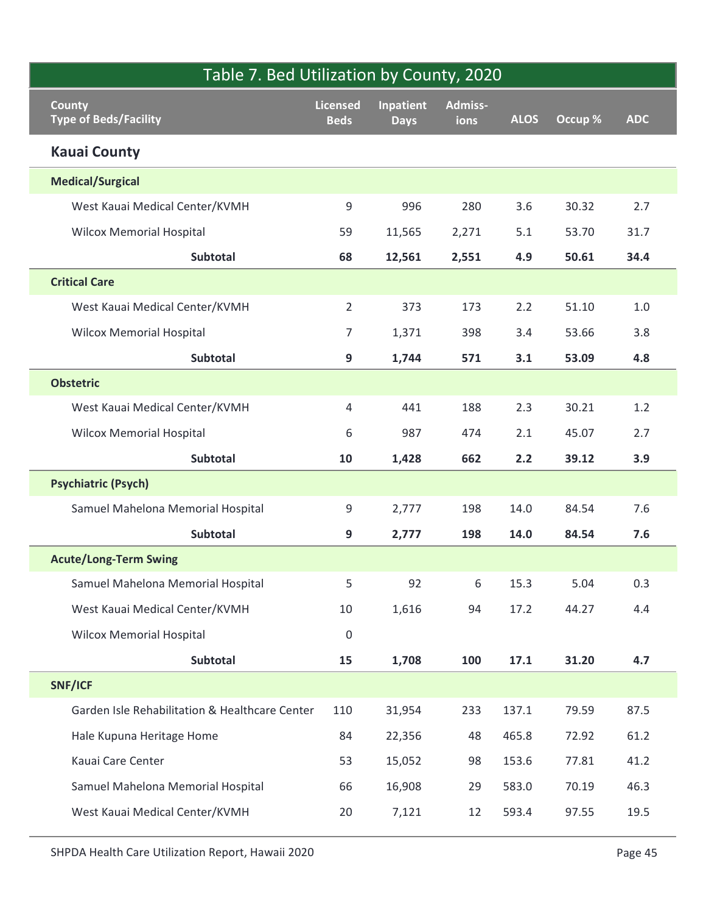## Table 7. Bed Utilization by County, 2020

| County<br>Type of Beds/Facility | Licensed Beds | Inpatient Days | Admiss-ions | ALOS | Occup % | ADC |
|---|---|---|---|---|---|---|
| **Kauai County** | | | | | | |
| **Medical/Surgical** | | | | | | |
| West Kauai Medical Center/KVMH | 9 | 996 | 280 | 3.6 | 30.32 | 2.7 |
| Wilcox Memorial Hospital | 59 | 11,565 | 2,271 | 5.1 | 53.70 | 31.7 |
| **Subtotal** | **68** | **12,561** | **2,551** | **4.9** | **50.61** | **34.4** |
| **Critical Care** | | | | | | |
| West Kauai Medical Center/KVMH | 2 | 373 | 173 | 2.2 | 51.10 | 1.0 |
| Wilcox Memorial Hospital | 7 | 1,371 | 398 | 3.4 | 53.66 | 3.8 |
| **Subtotal** | **9** | **1,744** | **571** | **3.1** | **53.09** | **4.8** |
| **Obstetric** | | | | | | |
| West Kauai Medical Center/KVMH | 4 | 441 | 188 | 2.3 | 30.21 | 1.2 |
| Wilcox Memorial Hospital | 6 | 987 | 474 | 2.1 | 45.07 | 2.7 |
| **Subtotal** | **10** | **1,428** | **662** | **2.2** | **39.12** | **3.9** |
| **Psychiatric (Psych)** | | | | | | |
| Samuel Mahelona Memorial Hospital | 9 | 2,777 | 198 | 14.0 | 84.54 | 7.6 |
| **Subtotal** | **9** | **2,777** | **198** | **14.0** | **84.54** | **7.6** |
| **Acute/Long-Term Swing** | | | | | | |
| Samuel Mahelona Memorial Hospital | 5 | 92 | 6 | 15.3 | 5.04 | 0.3 |
| West Kauai Medical Center/KVMH | 10 | 1,616 | 94 | 17.2 | 44.27 | 4.4 |
| Wilcox Memorial Hospital | 0 | | | | | |
| **Subtotal** | **15** | **1,708** | **100** | **17.1** | **31.20** | **4.7** |
| **SNF/ICF** | | | | | | |
| Garden Isle Rehabilitation & Healthcare Center | 110 | 31,954 | 233 | 137.1 | 79.59 | 87.5 |
| Hale Kupuna Heritage Home | 84 | 22,356 | 48 | 465.8 | 72.92 | 61.2 |
| Kauai Care Center | 53 | 15,052 | 98 | 153.6 | 77.81 | 41.2 |
| Samuel Mahelona Memorial Hospital | 66 | 16,908 | 29 | 583.0 | 70.19 | 46.3 |
| West Kauai Medical Center/KVMH | 20 | 7,121 | 12 | 593.4 | 97.55 | 19.5 |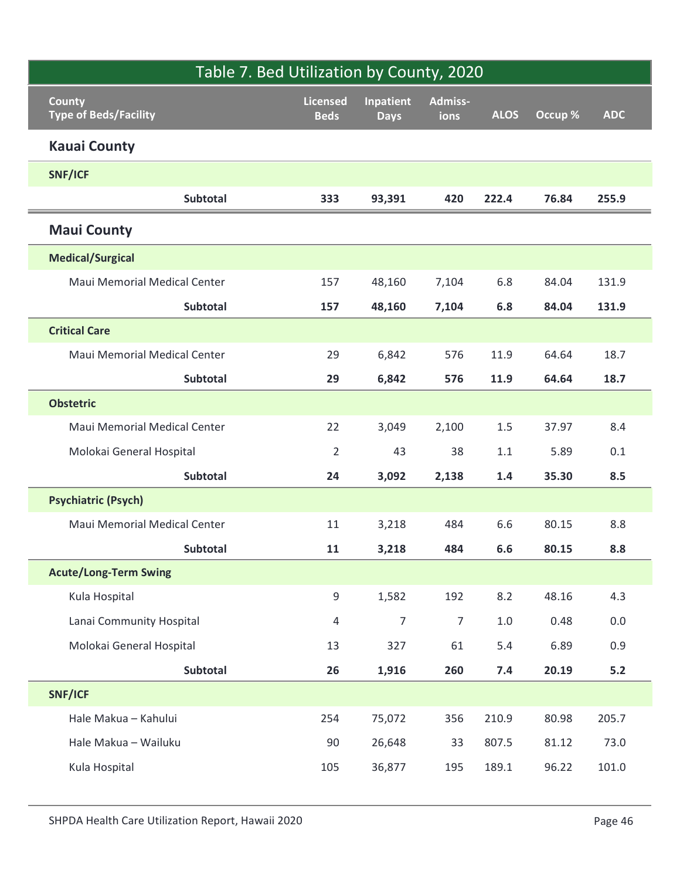## Table 7. Bed Utilization by County, 2020

| County<br>Type of Beds/Facility | Licensed Beds | Inpatient Days | Admiss-ions | ALOS | Occup % | ADC |
|---|---|---|---|---|---|---|
| **Kauai County** | | | | | | |
| **SNF/ICF** | | | | | | |
| **Subtotal** | **333** | **93,391** | **420** | **222.4** | **76.84** | **255.9** |
| **Maui County** | | | | | | |
| **Medical/Surgical** | | | | | | |
| Maui Memorial Medical Center | 157 | 48,160 | 7,104 | 6.8 | 84.04 | 131.9 |
| **Subtotal** | **157** | **48,160** | **7,104** | **6.8** | **84.04** | **131.9** |
| **Critical Care** | | | | | | |
| Maui Memorial Medical Center | 29 | 6,842 | 576 | 11.9 | 64.64 | 18.7 |
| **Subtotal** | **29** | **6,842** | **576** | **11.9** | **64.64** | **18.7** |
| **Obstetric** | | | | | | |
| Maui Memorial Medical Center | 22 | 3,049 | 2,100 | 1.5 | 37.97 | 8.4 |
| Molokai General Hospital | 2 | 43 | 38 | 1.1 | 5.89 | 0.1 |
| **Subtotal** | **24** | **3,092** | **2,138** | **1.4** | **35.30** | **8.5** |
| **Psychiatric (Psych)** | | | | | | |
| Maui Memorial Medical Center | 11 | 3,218 | 484 | 6.6 | 80.15 | 8.8 |
| **Subtotal** | **11** | **3,218** | **484** | **6.6** | **80.15** | **8.8** |
| **Acute/Long-Term Swing** | | | | | | |
| Kula Hospital | 9 | 1,582 | 192 | 8.2 | 48.16 | 4.3 |
| Lanai Community Hospital | 4 | 7 | 7 | 1.0 | 0.48 | 0.0 |
| Molokai General Hospital | 13 | 327 | 61 | 5.4 | 6.89 | 0.9 |
| **Subtotal** | **26** | **1,916** | **260** | **7.4** | **20.19** | **5.2** |
| **SNF/ICF** | | | | | | |
| Hale Makua – Kahului | 254 | 75,072 | 356 | 210.9 | 80.98 | 205.7 |
| Hale Makua – Wailuku | 90 | 26,648 | 33 | 807.5 | 81.12 | 73.0 |
| Kula Hospital | 105 | 36,877 | 195 | 189.1 | 96.22 | 101.0 |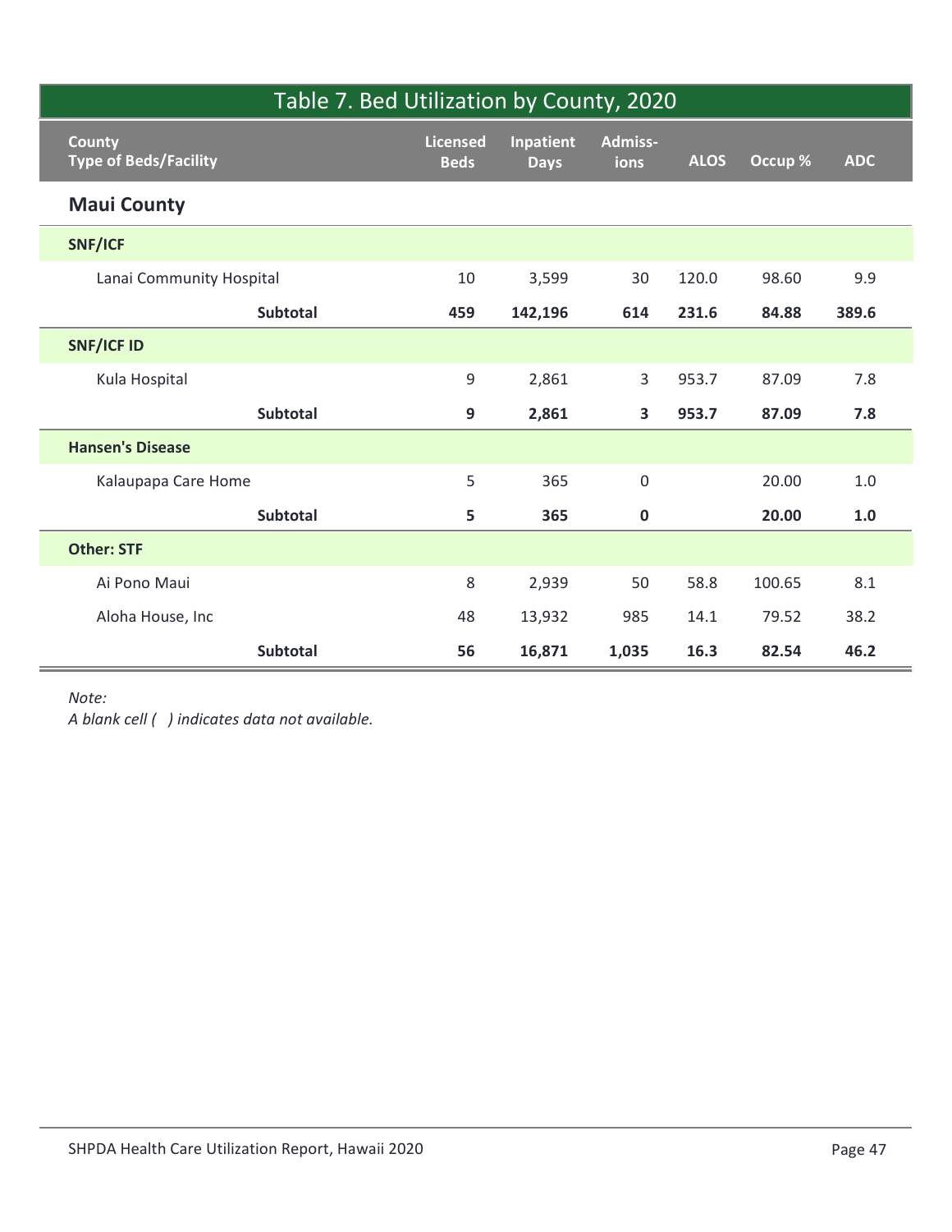## Table 7. Bed Utilization by County, 2020

| County<br>Type of Beds/Facility | Licensed Beds | Inpatient Days | Admiss-ions | ALOS | Occup % | ADC |
|---|---|---|---|---|---|---|
| **Maui County** | | | | | | |
| **SNF/ICF** | | | | | | |
| Lanai Community Hospital | 10 | 3,599 | 30 | 120.0 | 98.60 | 9.9 |
| **Subtotal** | **459** | **142,196** | **614** | **231.6** | **84.88** | **389.6** |
| **SNF/ICF ID** | | | | | | |
| Kula Hospital | 9 | 2,861 | 3 | 953.7 | 87.09 | 7.8 |
| **Subtotal** | **9** | **2,861** | **3** | **953.7** | **87.09** | **7.8** |
| **Hansen's Disease** | | | | | | |
| Kalaupapa Care Home | 5 | 365 | 0 | | 20.00 | 1.0 |
| **Subtotal** | **5** | **365** | **0** | | **20.00** | **1.0** |
| **Other: STF** | | | | | | |
| Ai Pono Maui | 8 | 2,939 | 50 | 58.8 | 100.65 | 8.1 |
| Aloha House, Inc | 48 | 13,932 | 985 | 14.1 | 79.52 | 38.2 |
| **Subtotal** | **56** | **16,871** | **1,035** | **16.3** | **82.54** | **46.2** |

*Note:*
*A blank cell ( ) indicates data not available.*